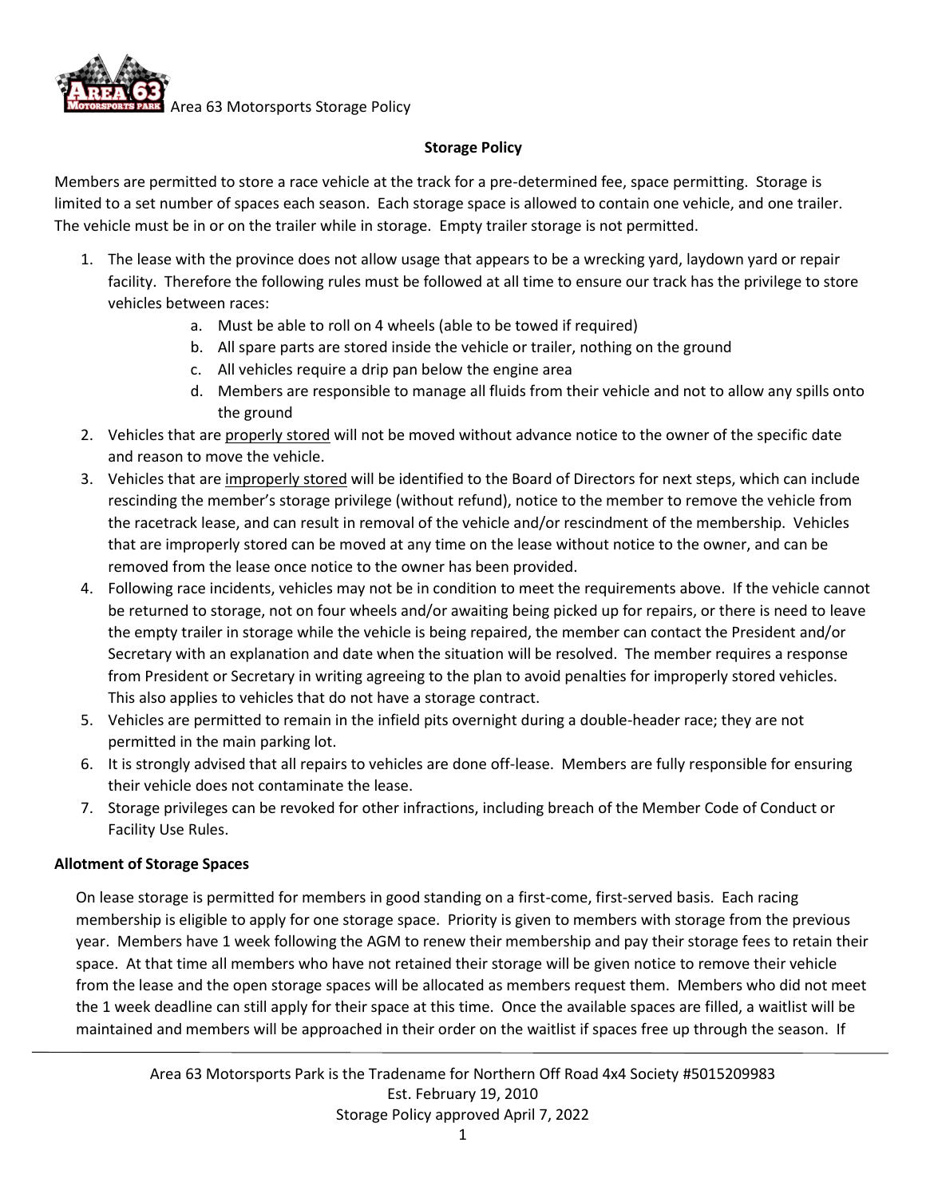Area 63 Motorsports Storage Policy

## Storage Policy

Members are permitted to store a race vehicle at the track for a pre-determined fee, space permitting. Storage is limited to a set number of spaces each season. Each storage space is allowed to contain one vehicle, and one trailer. The vehicle must be in or on the trailer while in storage. Empty trailer storage is not permitted.

1. The lease with the province does not allow usage that appears to be a wrecking yard, laydown yard or repair facility. Therefore the following rules must be followed at all time to ensure our track has the privilege to store vehicles between races:
    a. Must be able to roll on 4 wheels (able to be towed if required)
    b. All spare parts are stored inside the vehicle or trailer, nothing on the ground
    c. All vehicles require a drip pan below the engine area
    d. Members are responsible to manage all fluids from their vehicle and not to allow any spills onto the ground
2. Vehicles that are <u>properly stored</u> will not be moved without advance notice to the owner of the specific date and reason to move the vehicle.
3. Vehicles that are <u>improperly stored</u> will be identified to the Board of Directors for next steps, which can include rescinding the member's storage privilege (without refund), notice to the member to remove the vehicle from the racetrack lease, and can result in removal of the vehicle and/or rescindment of the membership. Vehicles that are improperly stored can be moved at any time on the lease without notice to the owner, and can be removed from the lease once notice to the owner has been provided.
4. Following race incidents, vehicles may not be in condition to meet the requirements above. If the vehicle cannot be returned to storage, not on four wheels and/or awaiting being picked up for repairs, or there is need to leave the empty trailer in storage while the vehicle is being repaired, the member can contact the President and/or Secretary with an explanation and date when the situation will be resolved. The member requires a response from President or Secretary in writing agreeing to the plan to avoid penalties for improperly stored vehicles. This also applies to vehicles that do not have a storage contract.
5. Vehicles are permitted to remain in the infield pits overnight during a double-header race; they are not permitted in the main parking lot.
6. It is strongly advised that all repairs to vehicles are done off-lease. Members are fully responsible for ensuring their vehicle does not contaminate the lease.
7. Storage privileges can be revoked for other infractions, including breach of the Member Code of Conduct or Facility Use Rules.

### Allotment of Storage Spaces

On lease storage is permitted for members in good standing on a first-come, first-served basis. Each racing membership is eligible to apply for one storage space. Priority is given to members with storage from the previous year. Members have 1 week following the AGM to renew their membership and pay their storage fees to retain their space. At that time all members who have not retained their storage will be given notice to remove their vehicle from the lease and the open storage spaces will be allocated as members request them. Members who did not meet the 1 week deadline can still apply for their space at this time. Once the available spaces are filled, a waitlist will be maintained and members will be approached in their order on the waitlist if spaces free up through the season. If

Area 63 Motorsports Park is the Tradename for Northern Off Road 4x4 Society #5015209983
Est. February 19, 2010
Storage Policy approved April 7, 2022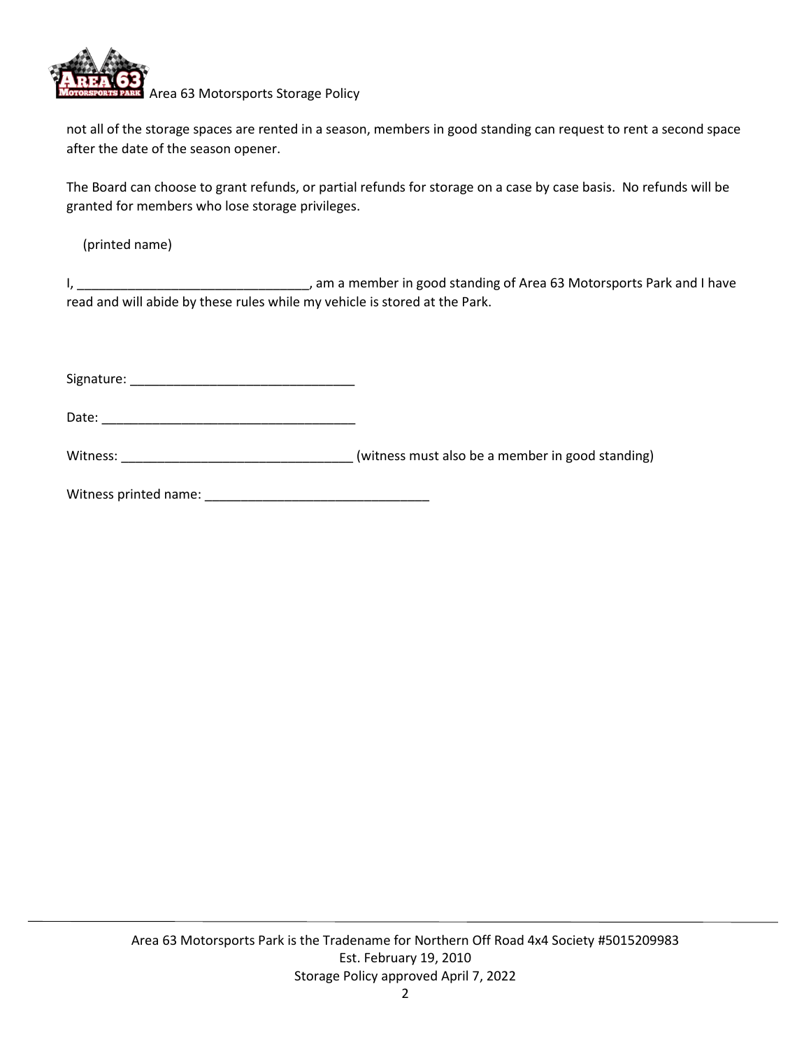not all of the storage spaces are rented in a season, members in good standing can request to rent a second space after the date of the season opener.

The Board can choose to grant refunds, or partial refunds for storage on a case by case basis. No refunds will be granted for members who lose storage privileges.

(printed name)

I, ________________________________, am a member in good standing of Area 63 Motorsports Park and I have read and will abide by these rules while my vehicle is stored at the Park.

Signature: _______________________________

Date: ___________________________________

Witness: ________________________________ (witness must also be a member in good standing)

Witness printed name: _______________________________

Area 63 Motorsports Park is the Tradename for Northern Off Road 4x4 Society #5015209983
Est. February 19, 2010
Storage Policy approved April 7, 2022